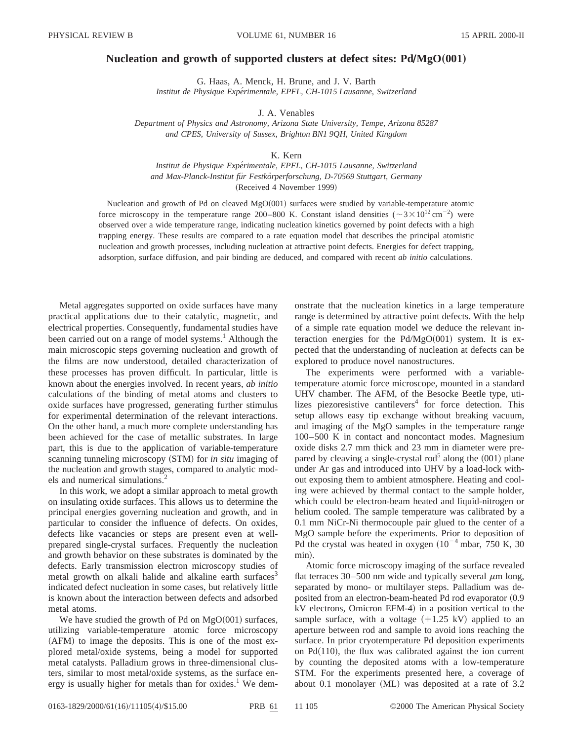# Nucleation and growth of supported clusters at defect sites: Pd/MgO(001)

G. Haas, A. Menck, H. Brune, and J. V. Barth

*Institut de Physique Expérimentale, EPFL, CH-1015 Lausanne, Switzerland*

J. A. Venables

*Department of Physics and Astronomy, Arizona State University, Tempe, Arizona 85287*
*and CPES, University of Sussex, Brighton BN1 9QH, United Kingdom*

K. Kern

*Institut de Physique Expérimentale, EPFL, CH-1015 Lausanne, Switzerland*
*and Max-Planck-Institut für Festkörperforschung, D-70569 Stuttgart, Germany*

(Received 4 November 1999)

Nucleation and growth of Pd on cleaved MgO(001) surfaces were studied by variable-temperature atomic force microscopy in the temperature range 200–800 K. Constant island densities ($\sim 3\times10^{12}\,\mathrm{cm}^{-2}$) were observed over a wide temperature range, indicating nucleation kinetics governed by point defects with a high trapping energy. These results are compared to a rate equation model that describes the principal atomistic nucleation and growth processes, including nucleation at attractive point defects. Energies for defect trapping, adsorption, surface diffusion, and pair binding are deduced, and compared with recent *ab initio* calculations.

Metal aggregates supported on oxide surfaces have many practical applications due to their catalytic, magnetic, and electrical properties. Consequently, fundamental studies have been carried out on a range of model systems.[1] Although the main microscopic steps governing nucleation and growth of the films are now understood, detailed characterization of these processes has proven difficult. In particular, little is known about the energies involved. In recent years, *ab initio* calculations of the binding of metal atoms and clusters to oxide surfaces have progressed, generating further stimulus for experimental determination of the relevant interactions. On the other hand, a much more complete understanding has been achieved for the case of metallic substrates. In large part, this is due to the application of variable-temperature scanning tunneling microscopy (STM) for *in situ* imaging of the nucleation and growth stages, compared to analytic models and numerical simulations.[2]

In this work, we adopt a similar approach to metal growth on insulating oxide surfaces. This allows us to determine the principal energies governing nucleation and growth, and in particular to consider the influence of defects. On oxides, defects like vacancies or steps are present even at well-prepared single-crystal surfaces. Frequently the nucleation and growth behavior on these substrates is dominated by the defects. Early transmission electron microscopy studies of metal growth on alkali halide and alkaline earth surfaces[3] indicated defect nucleation in some cases, but relatively little is known about the interaction between defects and adsorbed metal atoms.

We have studied the growth of Pd on MgO(001) surfaces, utilizing variable-temperature atomic force microscopy (AFM) to image the deposits. This is one of the most explored metal/oxide systems, being a model for supported metal catalysts. Palladium grows in three-dimensional clusters, similar to most metal/oxide systems, as the surface energy is usually higher for metals than for oxides.[1] We demonstrate that the nucleation kinetics in a large temperature range is determined by attractive point defects. With the help of a simple rate equation model we deduce the relevant interaction energies for the Pd/MgO(001) system. It is expected that the understanding of nucleation at defects can be explored to produce novel nanostructures.

The experiments were performed with a variable-temperature atomic force microscope, mounted in a standard UHV chamber. The AFM, of the Besocke Beetle type, utilizes piezoresistive cantilevers[4] for force detection. This setup allows easy tip exchange without breaking vacuum, and imaging of the MgO samples in the temperature range 100–500 K in contact and noncontact modes. Magnesium oxide disks 2.7 mm thick and 23 mm in diameter were prepared by cleaving a single-crystal rod[5] along the (001) plane under Ar gas and introduced into UHV by a load-lock without exposing them to ambient atmosphere. Heating and cooling were achieved by thermal contact to the sample holder, which could be electron-beam heated and liquid-nitrogen or helium cooled. The sample temperature was calibrated by a 0.1 mm NiCr-Ni thermocouple pair glued to the center of a MgO sample before the experiments. Prior to deposition of Pd the crystal was heated in oxygen ($10^{-4}$ mbar, 750 K, 30 min).

Atomic force microscopy imaging of the surface revealed flat terraces 30–500 nm wide and typically several $\mu$m long, separated by mono- or multilayer steps. Palladium was deposited from an electron-beam-heated Pd rod evaporator (0.9 kV electrons, Omicron EFM-4) in a position vertical to the sample surface, with a voltage (+1.25 kV) applied to an aperture between rod and sample to avoid ions reaching the surface. In prior cryotemperature Pd deposition experiments on Pd(110), the flux was calibrated against the ion current by counting the deposited atoms with a low-temperature STM. For the experiments presented here, a coverage of about 0.1 monolayer (ML) was deposited at a rate of 3.2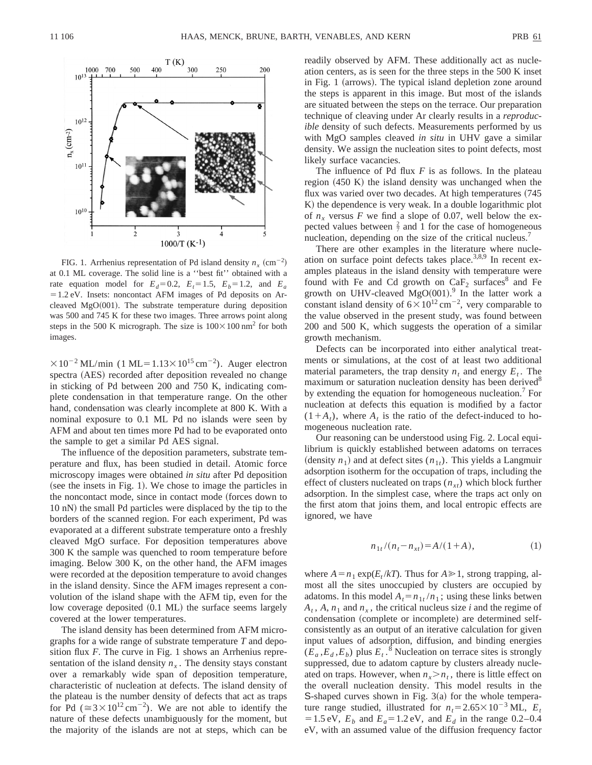FIG. 1. Arrhenius representation of Pd island density $n_x$ ($\mathrm{cm}^{-2}$) at 0.1 ML coverage. The solid line is a ''best fit'' obtained with a rate equation model for $E_d=0.2$, $E_t=1.5$, $E_b=1.2$, and $E_a=1.2$ eV. Insets: noncontact AFM images of Pd deposits on Ar-cleaved MgO(001). The substrate temperature during deposition was 500 and 745 K for these two images. Three arrows point along steps in the 500 K micrograph. The size is $100\times100\ \mathrm{nm}^2$ for both images.

$\times10^{-2}$ ML/min (1 ML$=1.13\times10^{15}\ \mathrm{cm}^{-2}$). Auger electron spectra (AES) recorded after deposition revealed no change in sticking of Pd between 200 and 750 K, indicating complete condensation in that temperature range. On the other hand, condensation was clearly incomplete at 800 K. With a nominal exposure to 0.1 ML Pd no islands were seen by AFM and about ten times more Pd had to be evaporated onto the sample to get a similar Pd AES signal.

The influence of the deposition parameters, substrate temperature and flux, has been studied in detail. Atomic force microscopy images were obtained *in situ* after Pd deposition (see the insets in Fig. 1). We chose to image the particles in the noncontact mode, since in contact mode (forces down to 10 nN) the small Pd particles were displaced by the tip to the borders of the scanned region. For each experiment, Pd was evaporated at a different substrate temperature onto a freshly cleaved MgO surface. For deposition temperatures above 300 K the sample was quenched to room temperature before imaging. Below 300 K, on the other hand, the AFM images were recorded at the deposition temperature to avoid changes in the island density. Since the AFM images represent a convolution of the island shape with the AFM tip, even for the low coverage deposited (0.1 ML) the surface seems largely covered at the lower temperatures.

The island density has been determined from AFM micrographs for a wide range of substrate temperature $T$ and deposition flux $F$. The curve in Fig. 1 shows an Arrhenius representation of the island density $n_x$. The density stays constant over a remarkably wide span of deposition temperature, characteristic of nucleation at defects. The island density of the plateau is the number density of defects that act as traps for Pd ($\cong3\times10^{12}\ \mathrm{cm}^{-2}$). We are not able to identify the nature of these defects unambiguously for the moment, but the majority of the islands are not at steps, which can be readily observed by AFM. These additionally act as nucleation centers, as is seen for the three steps in the 500 K inset in Fig. 1 (arrows). The typical island depletion zone around the steps is apparent in this image. But most of the islands are situated between the steps on the terrace. Our preparation technique of cleaving under Ar clearly results in a *reproducible* density of such defects. Measurements performed by us with MgO samples cleaved *in situ* in UHV gave a similar density. We assign the nucleation sites to point defects, most likely surface vacancies.

The influence of Pd flux $F$ is as follows. In the plateau region (450 K) the island density was unchanged when the flux was varied over two decades. At high temperatures (745 K) the dependence is very weak. In a double logarithmic plot of $n_x$ versus $F$ we find a slope of 0.07, well below the expected values between $\frac{2}{7}$ and 1 for the case of homogeneous nucleation, depending on the size of the critical nucleus.[7]

There are other examples in the literature where nucleation on surface point defects takes place.[3,8,9] In recent examples plateaus in the island density with temperature were found with Fe and Cd growth on $CaF_2$ surfaces[8] and Fe growth on UHV-cleaved MgO(001).[9] In the latter work a constant island density of $6\times10^{12}\ \mathrm{cm}^{-2}$, very comparable to the value observed in the present study, was found between 200 and 500 K, which suggests the operation of a similar growth mechanism.

Defects can be incorporated into either analytical treatments or simulations, at the cost of at least two additional material parameters, the trap density $n_t$ and energy $E_t$. The maximum or saturation nucleation density has been derived[8] by extending the equation for homogeneous nucleation.[7] For nucleation at defects this equation is modified by a factor $(1+A_t)$, where $A_t$ is the ratio of the defect-induced to homogeneous nucleation rate.

Our reasoning can be understood using Fig. 2. Local equilibrium is quickly established between adatoms on terraces (density $n_1$) and at defect sites ($n_{1t}$). This yields a Langmuir adsorption isotherm for the occupation of traps, including the effect of clusters nucleated on traps ($n_{xt}$) which block further adsorption. In the simplest case, where the traps act only on the first atom that joins them, and local entropic effects are ignored, we have

$$n_{1t}/(n_t-n_{xt})=A/(1+A), \tag{1}$$

where $A=n_1\exp(E_t/kT)$. Thus for $A\gg1$, strong trapping, almost all the sites unoccupied by clusters are occupied by adatoms. In this model $A_t=n_{1t}/n_1$; using these links betwen $A_t$, $A$, $n_1$ and $n_x$, the critical nucleus size $i$ and the regime of condensation (complete or incomplete) are determined self-consistently as an output of an iterative calculation for given input values of adsorption, diffusion, and binding energies $(E_a,E_d,E_b)$ plus $E_t$.[8] Nucleation on terrace sites is strongly suppressed, due to adatom capture by clusters already nucleated on traps. However, when $n_x>n_t$, there is little effect on the overall nucleation density. This model results in the S-shaped curves shown in Fig. 3(a) for the whole temperature range studied, illustrated for $n_t=2.65\times10^{-3}$ ML, $E_t=1.5$ eV, $E_b$ and $E_a=1.2$ eV, and $E_d$ in the range 0.2–0.4 eV, with an assumed value of the diffusion frequency factor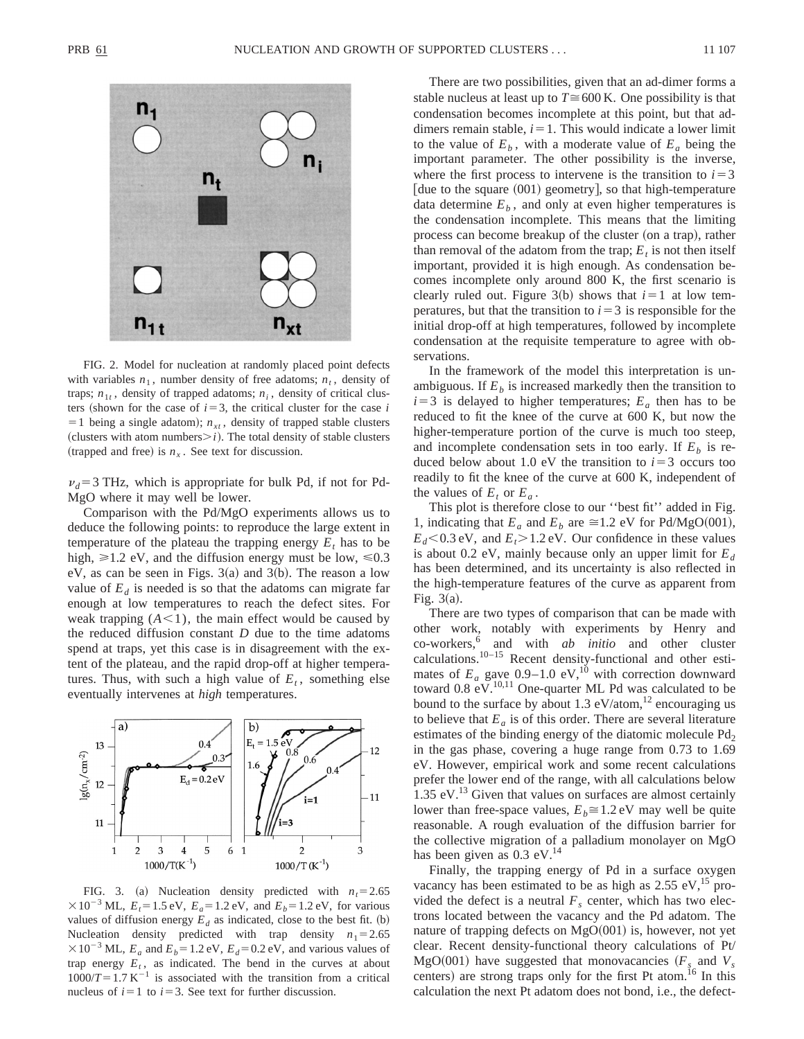FIG. 2. Model for nucleation at randomly placed point defects with variables $n_1$, number density of free adatoms; $n_t$, density of traps; $n_{1t}$, density of trapped adatoms; $n_i$, density of critical clusters (shown for the case of $i=3$, the critical cluster for the case $i=1$ being a single adatom); $n_{xt}$, density of trapped stable clusters (clusters with atom numbers $>i$). The total density of stable clusters (trapped and free) is $n_x$. See text for discussion.

$\nu_d = 3$ THz, which is appropriate for bulk Pd, if not for Pd-MgO where it may well be lower.

Comparison with the Pd/MgO experiments allows us to deduce the following points: to reproduce the large extent in temperature of the plateau the trapping energy $E_t$ has to be high, $\geq 1.2$ eV, and the diffusion energy must be low, $\leq 0.3$ eV, as can be seen in Figs. 3(a) and 3(b). The reason a low value of $E_d$ is needed is so that the adatoms can migrate far enough at low temperatures to reach the defect sites. For weak trapping ($A<1$), the main effect would be caused by the reduced diffusion constant $D$ due to the time adatoms spend at traps, yet this case is in disagreement with the extent of the plateau, and the rapid drop-off at higher temperatures. Thus, with such a high value of $E_t$, something else eventually intervenes at *high* temperatures.

FIG. 3. (a) Nucleation density predicted with $n_t = 2.65 \times 10^{-3}$ ML, $E_t = 1.5$ eV, $E_a = 1.2$ eV, and $E_b = 1.2$ eV, for various values of diffusion energy $E_d$ as indicated, close to the best fit. (b) Nucleation density predicted with trap density $n_1 = 2.65 \times 10^{-3}$ ML, $E_a$ and $E_b = 1.2$ eV, $E_d = 0.2$ eV, and various values of trap energy $E_t$, as indicated. The bend in the curves at about $1000/T = 1.7\ \mathrm{K}^{-1}$ is associated with the transition from a critical nucleus of $i=1$ to $i=3$. See text for further discussion.

There are two possibilities, given that an ad-dimer forms a stable nucleus at least up to $T \cong 600$ K. One possibility is that condensation becomes incomplete at this point, but that ad-dimers remain stable, $i=1$. This would indicate a lower limit to the value of $E_b$, with a moderate value of $E_a$ being the important parameter. The other possibility is the inverse, where the first process to intervene is the transition to $i=3$ [due to the square (001) geometry], so that high-temperature data determine $E_b$, and only at even higher temperatures is the condensation incomplete. This means that the limiting process can become breakup of the cluster (on a trap), rather than removal of the adatom from the trap; $E_t$ is not then itself important, provided it is high enough. As condensation becomes incomplete only around 800 K, the first scenario is clearly ruled out. Figure 3(b) shows that $i=1$ at low temperatures, but that the transition to $i=3$ is responsible for the initial drop-off at high temperatures, followed by incomplete condensation at the requisite temperature to agree with observations.

In the framework of the model this interpretation is unambiguous. If $E_b$ is increased markedly then the transition to $i=3$ is delayed to higher temperatures; $E_a$ then has to be reduced to fit the knee of the curve at 600 K, but now the higher-temperature portion of the curve is much too steep, and incomplete condensation sets in too early. If $E_b$ is reduced below about 1.0 eV the transition to $i=3$ occurs too readily to fit the knee of the curve at 600 K, independent of the values of $E_t$ or $E_a$.

This plot is therefore close to our ''best fit'' added in Fig. 1, indicating that $E_a$ and $E_b$ are $\cong 1.2$ eV for Pd/MgO(001), $E_d < 0.3$ eV, and $E_t > 1.2$ eV. Our confidence in these values is about 0.2 eV, mainly because only an upper limit for $E_d$ has been determined, and its uncertainty is also reflected in the high-temperature features of the curve as apparent from Fig. 3(a).

There are two types of comparison that can be made with other work, notably with experiments by Henry and co-workers,[6] and with *ab initio* and other cluster calculations.[10–15] Recent density-functional and other estimates of $E_a$ gave 0.9–1.0 eV,[10] with correction downward toward 0.8 eV.[10,11] One-quarter ML Pd was calculated to be bound to the surface by about 1.3 eV/atom,[12] encouraging us to believe that $E_a$ is of this order. There are several literature estimates of the binding energy of the diatomic molecule $Pd_2$ in the gas phase, covering a huge range from 0.73 to 1.69 eV. However, empirical work and some recent calculations prefer the lower end of the range, with all calculations below 1.35 eV.[13] Given that values on surfaces are almost certainly lower than free-space values, $E_b \cong 1.2$ eV may well be quite reasonable. A rough evaluation of the diffusion barrier for the collective migration of a palladium monolayer on MgO has been given as 0.3 eV.[14]

Finally, the trapping energy of Pd in a surface oxygen vacancy has been estimated to be as high as 2.55 eV,[15] provided the defect is a neutral $F_s$ center, which has two electrons located between the vacancy and the Pd adatom. The nature of trapping defects on MgO(001) is, however, not yet clear. Recent density-functional theory calculations of Pt/MgO(001) have suggested that monovacancies ($F_s$ and $V_s$ centers) are strong traps only for the first Pt atom.[16] In this calculation the next Pt adatom does not bond, i.e., the defect-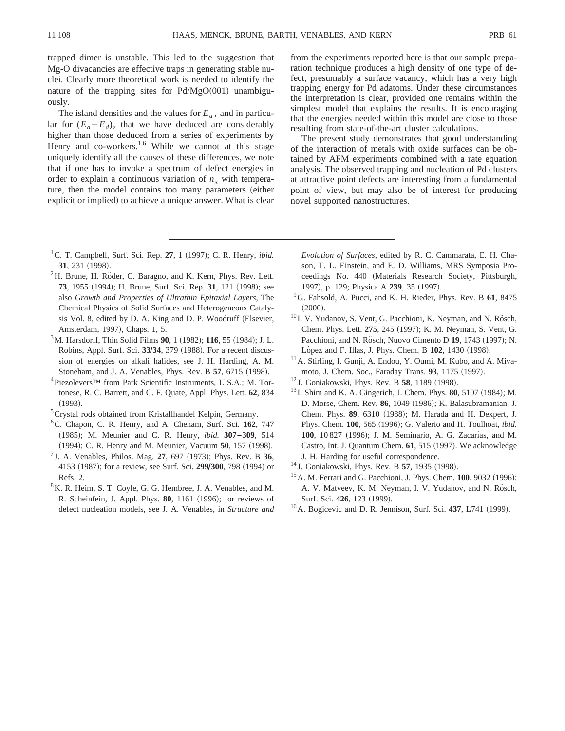trapped dimer is unstable. This led to the suggestion that Mg-O divacancies are effective traps in generating stable nuclei. Clearly more theoretical work is needed to identify the nature of the trapping sites for Pd/MgO(001) unambiguously.

The island densities and the values for $E_a$, and in particular for $(E_a - E_d)$, that we have deduced are considerably higher than those deduced from a series of experiments by Henry and co-workers.[1,6] While we cannot at this stage uniquely identify all the causes of these differences, we note that if one has to invoke a spectrum of defect energies in order to explain a continuous variation of $n_x$ with temperature, then the model contains too many parameters (either explicit or implied) to achieve a unique answer. What is clear from the experiments reported here is that our sample preparation technique produces a high density of one type of defect, presumably a surface vacancy, which has a very high trapping energy for Pd adatoms. Under these circumstances the interpretation is clear, provided one remains within the simplest model that explains the results. It is encouraging that the energies needed within this model are close to those resulting from state-of-the-art cluster calculations.

The present study demonstrates that good understanding of the interaction of metals with oxide surfaces can be obtained by AFM experiments combined with a rate equation analysis. The observed trapping and nucleation of Pd clusters at attractive point defects are interesting from a fundamental point of view, but may also be of interest for producing novel supported nanostructures.

---

[1] C. T. Campbell, Surf. Sci. Rep. **27**, 1 (1997); C. R. Henry, *ibid.* **31**, 231 (1998).

[2] H. Brune, H. Röder, C. Baragno, and K. Kern, Phys. Rev. Lett. **73**, 1955 (1994); H. Brune, Surf. Sci. Rep. **31**, 121 (1998); see also *Growth and Properties of Ultrathin Epitaxial Layers*, The Chemical Physics of Solid Surfaces and Heterogeneous Catalysis Vol. 8, edited by D. A. King and D. P. Woodruff (Elsevier, Amsterdam, 1997), Chaps. 1, 5.

[3] M. Harsdorff, Thin Solid Films **90**, 1 (1982); **116**, 55 (1984); J. L. Robins, Appl. Surf. Sci. **33/34**, 379 (1988). For a recent discussion of energies on alkali halides, see J. H. Harding, A. M. Stoneham, and J. A. Venables, Phys. Rev. B **57**, 6715 (1998).

[4] Piezolevers™ from Park Scientific Instruments, U.S.A.; M. Tortonese, R. C. Barrett, and C. F. Quate, Appl. Phys. Lett. **62**, 834 (1993).

[5] Crystal rods obtained from Kristallhandel Kelpin, Germany.

[6] C. Chapon, C. R. Henry, and A. Chenam, Surf. Sci. **162**, 747 (1985); M. Meunier and C. R. Henry, *ibid.* **307–309**, 514 (1994); C. R. Henry and M. Meunier, Vacuum **50**, 157 (1998).

[7] J. A. Venables, Philos. Mag. **27**, 697 (1973); Phys. Rev. B **36**, 4153 (1987); for a review, see Surf. Sci. **299/300**, 798 (1994) or Refs. 2.

[8] K. R. Heim, S. T. Coyle, G. G. Hembree, J. A. Venables, and M. R. Scheinfein, J. Appl. Phys. **80**, 1161 (1996); for reviews of defect nucleation models, see J. A. Venables, in *Structure and Evolution of Surfaces*, edited by R. C. Cammarata, E. H. Chason, T. L. Einstein, and E. D. Williams, MRS Symposia Proceedings No. 440 (Materials Research Society, Pittsburgh, 1997), p. 129; Physica A **239**, 35 (1997).

[9] G. Fahsold, A. Pucci, and K. H. Rieder, Phys. Rev. B **61**, 8475 (2000).

[10] I. V. Yudanov, S. Vent, G. Pacchioni, K. Neyman, and N. Rösch, Chem. Phys. Lett. **275**, 245 (1997); K. M. Neyman, S. Vent, G. Pacchioni, and N. Rösch, Nuovo Cimento D **19**, 1743 (1997); N. López and F. Illas, J. Phys. Chem. B **102**, 1430 (1998).

[11] A. Stirling, I. Gunji, A. Endou, Y. Oumi, M. Kubo, and A. Miyamoto, J. Chem. Soc., Faraday Trans. **93**, 1175 (1997).

[12] J. Goniakowski, Phys. Rev. B **58**, 1189 (1998).

[13] I. Shim and K. A. Gingerich, J. Chem. Phys. **80**, 5107 (1984); M. D. Morse, Chem. Rev. **86**, 1049 (1986); K. Balasubramanian, J. Chem. Phys. **89**, 6310 (1988); M. Harada and H. Dexpert, J. Phys. Chem. **100**, 565 (1996); G. Valerio and H. Toulhoat, *ibid.* **100**, 10 827 (1996); J. M. Seminario, A. G. Zacarías, and M. Castro, Int. J. Quantum Chem. **61**, 515 (1997). We acknowledge J. H. Harding for useful correspondence.

[14] J. Goniakowski, Phys. Rev. B **57**, 1935 (1998).

[15] A. M. Ferrari and G. Pacchioni, J. Phys. Chem. **100**, 9032 (1996); A. V. Matveev, K. M. Neyman, I. V. Yudanov, and N. Rösch, Surf. Sci. **426**, 123 (1999).

[16] A. Bogicevic and D. R. Jennison, Surf. Sci. **437**, L741 (1999).